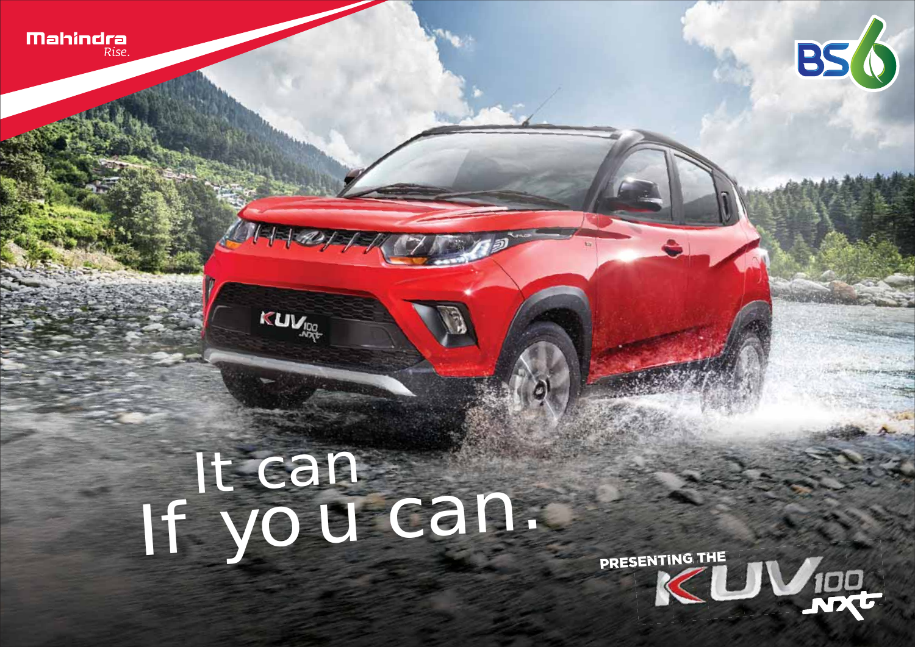Mahindra
*Rise.*

BS6

It can
If you can.

PRESENTING THE KUV100 NXT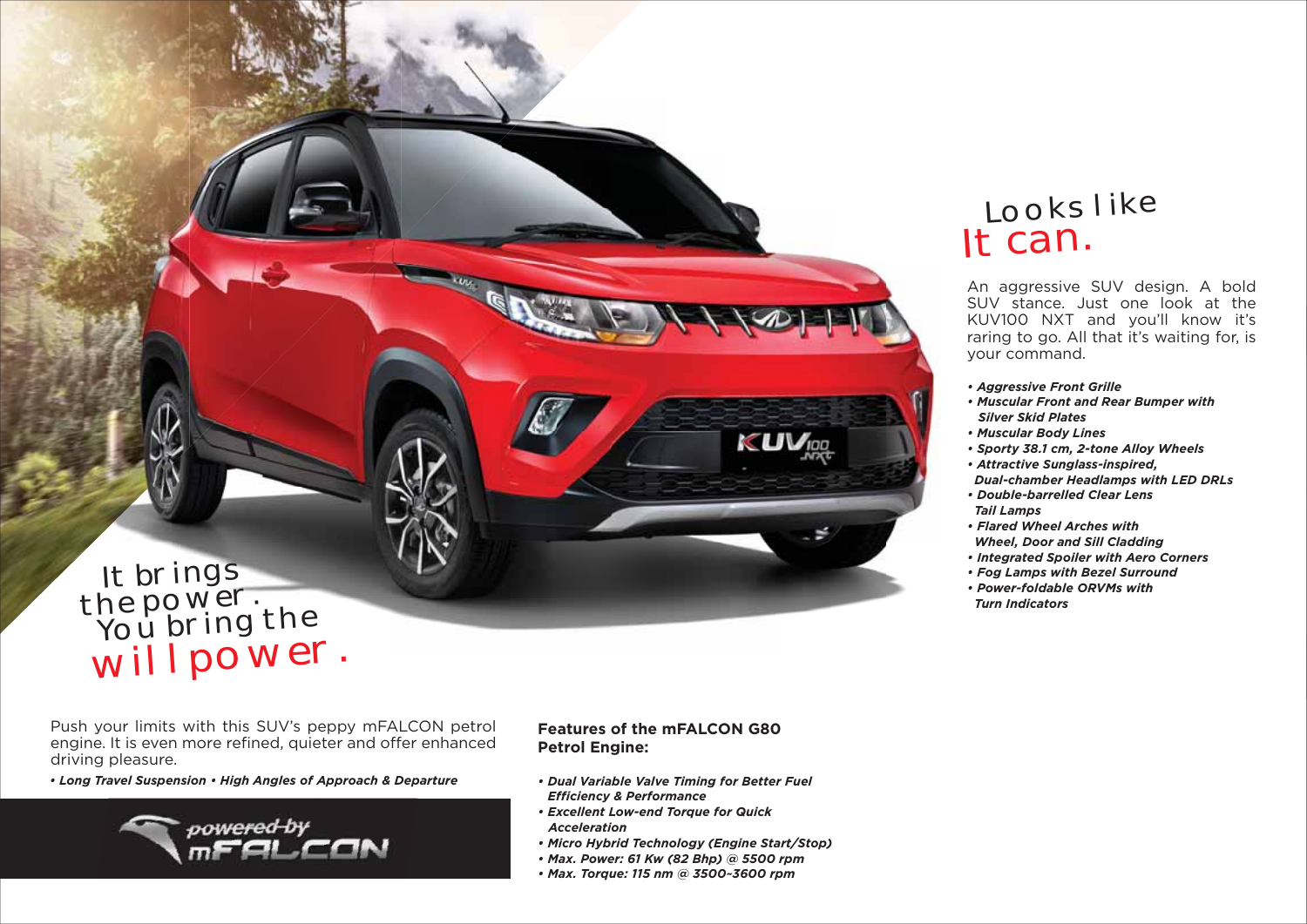# Looks like It can.

An aggressive SUV design. A bold SUV stance. Just one look at the KUV100 NXT and you'll know it's raring to go. All that it's waiting for, is your command.

- *Aggressive Front Grille*
- *Muscular Front and Rear Bumper with Silver Skid Plates*
- *Muscular Body Lines*
- *Sporty 38.1 cm, 2-tone Alloy Wheels*
- *Attractive Sunglass-inspired, Dual-chamber Headlamps with LED DRLs*
- *Double-barrelled Clear Lens Tail Lamps*
- *Flared Wheel Arches with Wheel, Door and Sill Cladding*
- *Integrated Spoiler with Aero Corners*
- *Fog Lamps with Bezel Surround*
- *Power-foldable ORVMs with Turn Indicators*

# It brings the power. You bring the willpower.

Push your limits with this SUV's peppy mFALCON petrol engine. It is even more refined, quieter and offer enhanced driving pleasure.

*• Long Travel Suspension • High Angles of Approach & Departure*

powered by mFALCON

**Features of the mFALCON G80 Petrol Engine:**

- *Dual Variable Valve Timing for Better Fuel Efficiency & Performance*
- *Excellent Low-end Torque for Quick Acceleration*
- *Micro Hybrid Technology (Engine Start/Stop)*
- *Max. Power: 61 Kw (82 Bhp) @ 5500 rpm*
- *Max. Torque: 115 nm @ 3500-3600 rpm*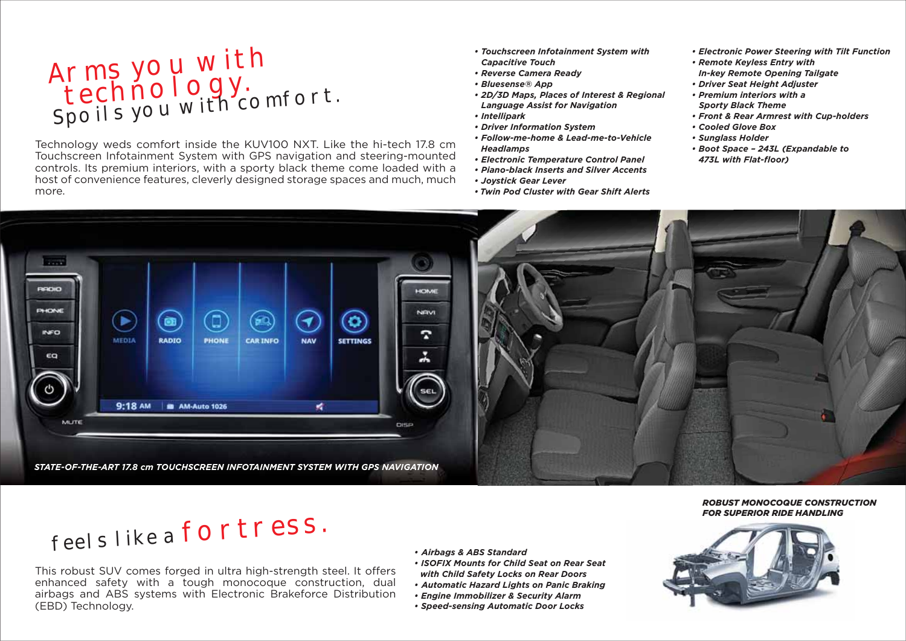# Arms you with technology.

## Spoils you with comfort.

Technology weds comfort inside the KUV100 NXT. Like the hi-tech 17.8 cm Touchscreen Infotainment System with GPS navigation and steering-mounted controls. Its premium interiors, with a sporty black theme come loaded with a host of convenience features, cleverly designed storage spaces and much, much more.

- *Touchscreen Infotainment System with Capacitive Touch*
- *Reverse Camera Ready*
- *Bluesense® App*
- *2D/3D Maps, Places of Interest & Regional Language Assist for Navigation*
- *Intellipark*
- *Driver Information System*
- *Follow-me-home & Lead-me-to-Vehicle Headlamps*
- *Electronic Temperature Control Panel*
- *Piano-black Inserts and Silver Accents*
- *Joystick Gear Lever*
- *Twin Pod Cluster with Gear Shift Alerts*
- *Electronic Power Steering with Tilt Function*
- *Remote Keyless Entry with In-key Remote Opening Tailgate*
- *Driver Seat Height Adjuster*
- *Premium interiors with a Sporty Black Theme*
- *Front & Rear Armrest with Cup-holders*
- *Cooled Glove Box*
- *Sunglass Holder*
- *Boot Space – 243L (Expandable to 473L with Flat-floor)*

*STATE-OF-THE-ART 17.8 cm TOUCHSCREEN INFOTAINMENT SYSTEM WITH GPS NAVIGATION*

# feels like a fortress.

This robust SUV comes forged in ultra high-strength steel. It offers enhanced safety with a tough monocoque construction, dual airbags and ABS systems with Electronic Brakeforce Distribution (EBD) Technology.

- *Airbags & ABS Standard*
- *ISOFIX Mounts for Child Seat on Rear Seat with Child Safety Locks on Rear Doors*
- *Automatic Hazard Lights on Panic Braking*
- *Engine Immobilizer & Security Alarm*
- *Speed-sensing Automatic Door Locks*

*ROBUST MONOCOQUE CONSTRUCTION FOR SUPERIOR RIDE HANDLING*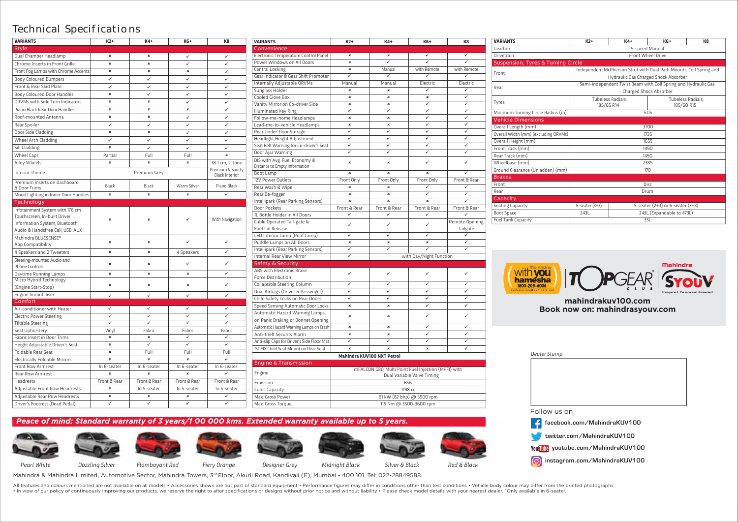# Technical Specifications

| VARIANTS | K2+ | K4+ | K6+ | K8 |
|---|---|---|---|---|
| **Style** | | | | |
| Dual Chamber Headlamp | × | × | ✓ | ✓ |
| Chrome Inserts in Front Grille | × | × | ✓ | ✓ |
| Front Fog Lamps with Chrome Accents | × | × | × | ✓ |
| Body Coloured Bumpers | ✓ | ✓ | ✓ | ✓ |
| Front & Rear Skid Plate | ✓ | ✓ | ✓ | ✓ |
| Body Coloured Door Handles | × | ✓ | ✓ | ✓ |
| ORVMs with Side Turn Indicators | × | × | ✓ | ✓ |
| Piano Black Rear Door Handles | × | × | × | ✓ |
| Roof-mounted Antenna | × | × | ✓ | ✓ |
| Rear Spoiler | ✓ | ✓ | ✓ | ✓ |
| Door Side Cladding | × | × | ✓ | ✓ |
| Wheel Arch Cladding | ✓ | ✓ | ✓ | ✓ |
| Sill Cladding | × | ✓ | ✓ | ✓ |
| Wheel Caps | Partial | Full | Full | × |
| Alloy Wheels | × | × | × | 38.1 cm, 2-tone |
| Interior Theme | Premium Grey | | | Premium & Sporty Black Interior |
| Premium Inserts on Dashboard & Door Trims | Black | Black | Warm Silver | Piano Black |
| Mood Lighting in Inner Door Handles | × | × | × | ✓ |
| **Technology** | | | | |
| Infotainment System with 17.8 cm Touchscreen, In-built Driver Information System, Bluetooth Audio & Handsfree Call, USB, AUX | × | × | ✓ | With Navigation |
| Mahindra BLUESENSE® App Compatibility | × | × | ✓ | ✓ |
| 4 Speakers and 2 Tweeters | × | × | 4 Speakers | ✓ |
| Steering-mounted Audio and Phone Controls | × | × | ✓ | ✓ |
| Daytime Running Lamps | × | × | × | ✓ |
| Micro Hybrid Technology (Engine Start-Stop) | × | × | × | ✓ |
| Engine Immobiliser | ✓ | ✓ | ✓ | ✓ |
| **Comfort** | | | | |
| Air-conditioner with Heater | ✓ | ✓ | ✓ | ✓ |
| Electric Power Steering | ✓ | ✓ | ✓ | ✓ |
| Tiltable Steering | ✓ | ✓ | ✓ | ✓ |
| Seat Upholstery | Vinyl | Fabric | Fabric | Fabric |
| Fabric Insert in Door Trims | × | × | ✓ | ✓ |
| Height Adjustable Driver's Seat | × | ✓ | ✓ | ✓ |
| Foldable Rear Seat | × | Full | Full | Full |
| Electrically Foldable Mirrors | × | × | × | ✓ |
| Front Row Armrest | In 6-seater | In 6-seater | In 6-seater | In 6-seater |
| Rear Row Armrest | × | × | × | ✓ |
| Headrests | Front & Rear | Front & Rear | Front & Rear | Front & Rear |
| Adjustable Front Row Headrests | × | In 5-seater | In 5-seater | In 5-seater |
| Adjustable Rear Row Headrests | × | × | × | ✓ |
| Driver's Footrest (Dead Pedal) | ✓ | ✓ | ✓ | ✓ |

| VARIANTS | K2+ | K4+ | K6+ | K8 |
|---|---|---|---|---|
| **Convenience** | | | | |
| Electronic Temperature Control Panel | × | × | ✓ | ✓ |
| Power Windows on All Doors | × | ✓ | ✓ | ✓ |
| Central Locking | × | Manual | with Remote | with Remote |
| Gear Indicator & Gear Shift Promoter | ✓ | ✓ | ✓ | ✓ |
| Internally Adjustable ORVMs | Manual | Manual | Electric | Electric |
| Sunglass Holder | × | × | ✓ | ✓ |
| Cooled Glove Box | × | × | × | ✓ |
| Vanity Mirror on Co-driver Side | × | × | ✓ | ✓ |
| Illuminated Key Ring | ✓ | ✓ | ✓ | ✓ |
| Follow-me-home Headlamps | × | × | ✓ | ✓ |
| Lead-me-to-vehicle Headlamps | × | × | ✓ | ✓ |
| Rear Under-floor Storage | ✓ | ✓ | ✓ | ✓ |
| Headlight Height Adjustment | ✓ | ✓ | ✓ | ✓ |
| Seat Belt Warning for Co-driver's Seat | ✓ | ✓ | ✓ | ✓ |
| Door Ajar Warning | ✓ | ✓ | ✓ | ✓ |
| DIS with Avg. Fuel Economy & Distance to Empty Information | × | × | ✓ | ✓ |
| Boot Lamp | × | × | × | ✓ |
| 12V Power Outlets | Front Only | Front Only | Front Only | Front & Rear |
| Rear Wash & Wipe | × | × | ✓ | ✓ |
| Rear De-fogger | × | × | ✓ | ✓ |
| Intellipark (Rear Parking Sensors) | × | × | × | ✓ |
| Door Pockets | Front & Rear | Front & Rear | Front & Rear | Front & Rear |
| 1L Bottle Holder in All Doors | ✓ | ✓ | ✓ | ✓ |
| Cable Operated Tail-gate & Fuel Lid Release | ✓ | ✓ | ✓ | Remote Opening Tailgate |
| LED Interior Lamp (Roof Lamp) | ✓ | ✓ | ✓ | ✓ |
| Puddle Lamps on All Doors | × | × | × | ✓ |
| Intellipark (Rear Parking Sensors) | ✓ | ✓ | ✓ | ✓ |
| Internal Rear View Mirror | ✓ | with Day/Night Function | | |
| **Safety & Security** | | | | |
| ABS with Electronic Brake Force Distribution | ✓ | ✓ | ✓ | ✓ |
| Collapsible Steering Column | ✓ | ✓ | ✓ | ✓ |
| Dual Airbags (Driver & Passenger) | ✓ | ✓ | ✓ | ✓ |
| Child Safety Locks on Rear Doors | ✓ | ✓ | ✓ | ✓ |
| Speed Sensing Automatic Door Locks | × | × | ✓ | ✓ |
| Automatic Hazard Warning Lamps on Panic Braking or Bonnet Opening | × | × | ✓ | ✓ |
| Automatic Hazard Warning Lamps on Crash | × | × | ✓ | ✓ |
| Anti-theft Security Alarm | × | × | ✓ | ✓ |
| Anti-slip Clips for Driver's Side Floor Mat | ✓ | ✓ | ✓ | ✓ |
| ISOFIX Child Seat Mount on Rear Seat | × | × | × | ✓ |
| **Mahindra KUV100 NXT Petrol** | | | | |
| **Engine & Transmission** | | | | |
| Engine | mFALCON G80, Multi Point Fuel Injection (MPFI) with Dual Variable Valve Timing | | | |
| Emission | BS6 | | | |
| Cubic Capacity | 1198 cc | | | |
| Max. Gross Power | 61 kW (82 bhp) @ 5500 rpm | | | |
| Max. Gross Torque | 115 Nm @ 3500-3600 rpm | | | |

| VARIANTS | K2+ | K4+ | K6+ | K8 |
|---|---|---|---|---|
| Gearbox | 5-speed Manual | | | |
| Drivetrain | Front Wheel Drive | | | |
| **Suspension, Tyres & Turning Circle** | | | | |
| Front | Independent McPherson Strut with Dual Path Mounts, Coil Spring and Hydraulic Gas Charged Shock Absorber | | | |
| Rear | Semi-independent Twist Beam with Coil Spring and Hydraulic Gas Charged Shock Absorber | | | |
| Tyres | Tubeless Radials, 185/65 R14 | | Tubeless Radials, 185/60 R15 | |
| Minimum Turning Circle Radius (m) | 5.05 | | | |
| **Vehicle Dimensions** | | | | |
| Overall Length (mm) | 3700 | | | |
| Overall Width (mm) (excluding ORVMs) | 1735 | | | |
| Overall Height (mm) | 1655 | | | |
| Front Track (mm) | 1490 | | | |
| Rear Track (mm) | 1490 | | | |
| Wheelbase (mm) | 2385 | | | |
| Ground Clearance (Unladden) (mm) | 170 | | | |
| **Brakes** | | | | |
| Front | Disc | | | |
| Rear | Drum | | | |
| **Capacity** | | | | |
| Seating Capacity | 6-seater (3+3) | 5-seater (2+3) or 6-seater (3+3) | | |
| Boot Space | 243L | 243L (Expandable to 473L) | | |
| Fuel Tank Capacity | 35L | | | |

Mahindra with you hamesha 1800-209-6006 customercare@mahindra.com

TOPGEAR Mahindra SYOUV CLUB — Transparent. Personalized. Convenient.

**mahindrakuv100.com**
**Book now on: mahindrasyouv.com**

*Dealer Stamp*

Follow us on

facebook.com/MahindraKUV100

twitter.com/MahindraKUV100

youtube.com/MahindraKUV100

instagram.com/MahindraKUV100

***Peace of mind: Standard warranty of 3 years/1 00 000 kms. Extended warranty available up to 5 years.***

*Pearl White* | *Dazzling Silver* | *Flamboyant Red* | *Fiery Orange* | *Designer Grey* | *Midnight Black* | *Silver & Black* | *Red & Black*

Mahindra & Mahindra Limited, Automotive Sector, Mahindra Towers, 3rd Floor, Akurli Road, Kandivali (E), Mumbai - 400 101. Tel: 022-28849588.

All features and colours mentioned are not available on all models • Accessories shown are not part of standard equipment • Performance figures may differ in conditions other than test conditions • Vehicle body colour may differ from the printed photographs • In view of our policy of continuously improving our products, we reserve the right to alter specifications or designs without prior notice and without liability • Please check model details with your nearest dealer. ^Only available in 6-seater.